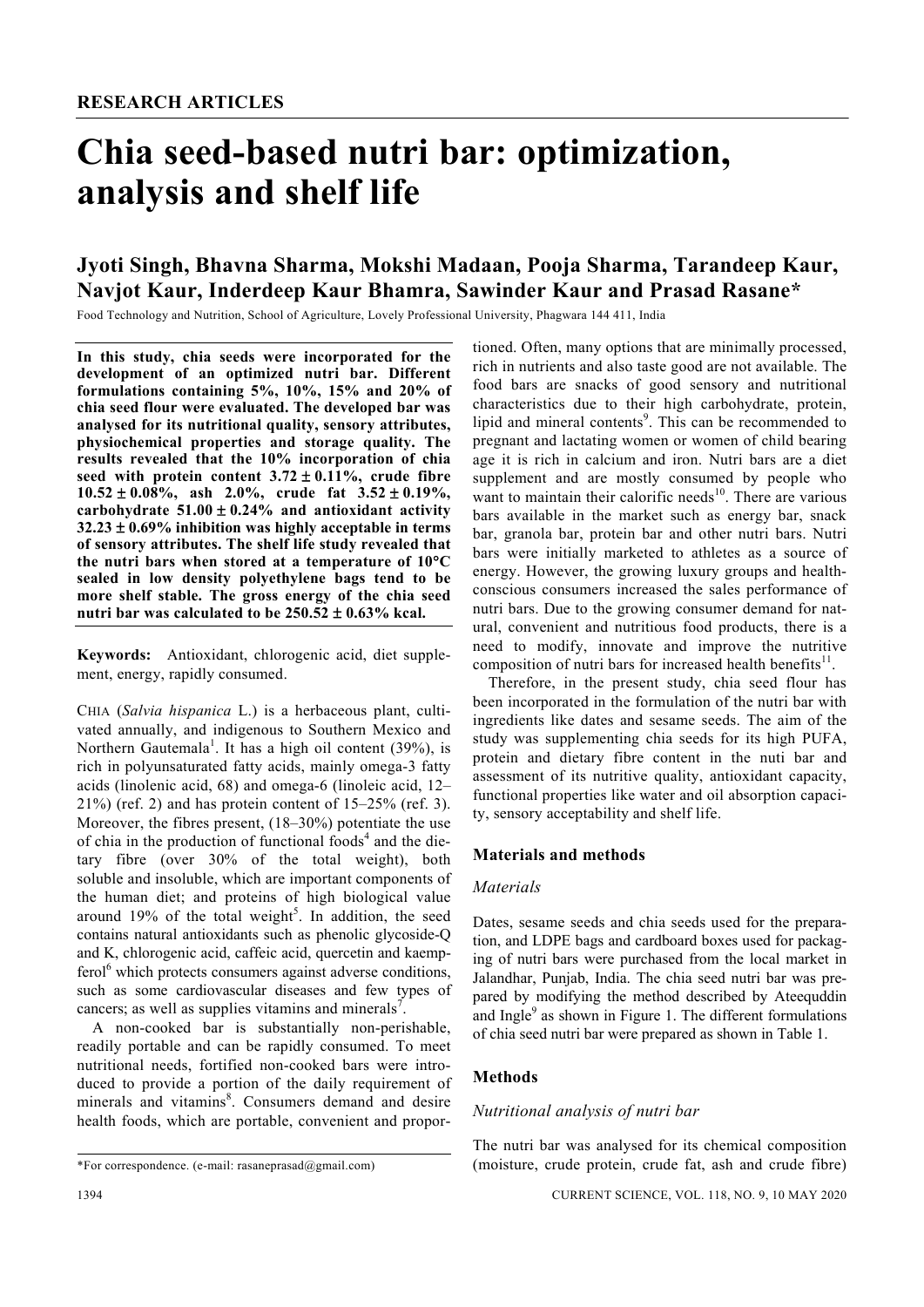RESEARCH ARTICLES

# Chia seed-based nutri bar: optimization, analysis and shelf life

**Jyoti Singh, Bhavna Sharma, Mokshi Madaan, Pooja Sharma, Tarandeep Kaur, Navjot Kaur, Inderdeep Kaur Bhamra, Sawinder Kaur and Prasad Rasane***

Food Technology and Nutrition, School of Agriculture, Lovely Professional University, Phagwara 144 411, India

**In this study, chia seeds were incorporated for the development of an optimized nutri bar. Different formulations containing 5%, 10%, 15% and 20% of chia seed flour were evaluated. The developed bar was analysed for its nutritional quality, sensory attributes, physiochemical properties and storage quality. The results revealed that the 10% incorporation of chia seed with protein content 3.72 ± 0.11%, crude fibre 10.52 ± 0.08%, ash 2.0%, crude fat 3.52 ± 0.19%, carbohydrate 51.00 ± 0.24% and antioxidant activity 32.23 ± 0.69% inhibition was highly acceptable in terms of sensory attributes. The shelf life study revealed that the nutri bars when stored at a temperature of 10°C sealed in low density polyethylene bags tend to be more shelf stable. The gross energy of the chia seed nutri bar was calculated to be 250.52 ± 0.63% kcal.**

**Keywords:** Antioxidant, chlorogenic acid, diet supplement, energy, rapidly consumed.

CHIA (*Salvia hispanica* L.) is a herbaceous plant, cultivated annually, and indigenous to Southern Mexico and Northern Gautemala[1]. It has a high oil content (39%), is rich in polyunsaturated fatty acids, mainly omega-3 fatty acids (linolenic acid, 68) and omega-6 (linoleic acid, 12–21%) (ref. 2) and has protein content of 15–25% (ref. 3). Moreover, the fibres present, (18–30%) potentiate the use of chia in the production of functional foods[4] and the dietary fibre (over 30% of the total weight), both soluble and insoluble, which are important components of the human diet; and proteins of high biological value around 19% of the total weight[5]. In addition, the seed contains natural antioxidants such as phenolic glycoside-Q and K, chlorogenic acid, caffeic acid, quercetin and kaempferol[6] which protects consumers against adverse conditions, such as some cardiovascular diseases and few types of cancers; as well as supplies vitamins and minerals[7].

A non-cooked bar is substantially non-perishable, readily portable and can be rapidly consumed. To meet nutritional needs, fortified non-cooked bars were introduced to provide a portion of the daily requirement of minerals and vitamins[8]. Consumers demand and desire health foods, which are portable, convenient and proportioned. Often, many options that are minimally processed, rich in nutrients and also taste good are not available. The food bars are snacks of good sensory and nutritional characteristics due to their high carbohydrate, protein, lipid and mineral contents[9]. This can be recommended to pregnant and lactating women or women of child bearing age it is rich in calcium and iron. Nutri bars are a diet supplement and are mostly consumed by people who want to maintain their calorific needs[10]. There are various bars available in the market such as energy bar, snack bar, granola bar, protein bar and other nutri bars. Nutri bars were initially marketed to athletes as a source of energy. However, the growing luxury groups and health-conscious consumers increased the sales performance of nutri bars. Due to the growing consumer demand for natural, convenient and nutritious food products, there is a need to modify, innovate and improve the nutritive composition of nutri bars for increased health benefits[11].

Therefore, in the present study, chia seed flour has been incorporated in the formulation of the nutri bar with ingredients like dates and sesame seeds. The aim of the study was supplementing chia seeds for its high PUFA, protein and dietary fibre content in the nuti bar and assessment of its nutritive quality, antioxidant capacity, functional properties like water and oil absorption capacity, sensory acceptability and shelf life.

## Materials and methods

### Materials

Dates, sesame seeds and chia seeds used for the preparation, and LDPE bags and cardboard boxes used for packaging of nutri bars were purchased from the local market in Jalandhar, Punjab, India. The chia seed nutri bar was prepared by modifying the method described by Ateequddin and Ingle[9] as shown in Figure 1. The different formulations of chia seed nutri bar were prepared as shown in Table 1.

## Methods

### Nutritional analysis of nutri bar

The nutri bar was analysed for its chemical composition (moisture, crude protein, crude fat, ash and crude fibre)

*For correspondence. (e-mail: rasaneprasad@gmail.com)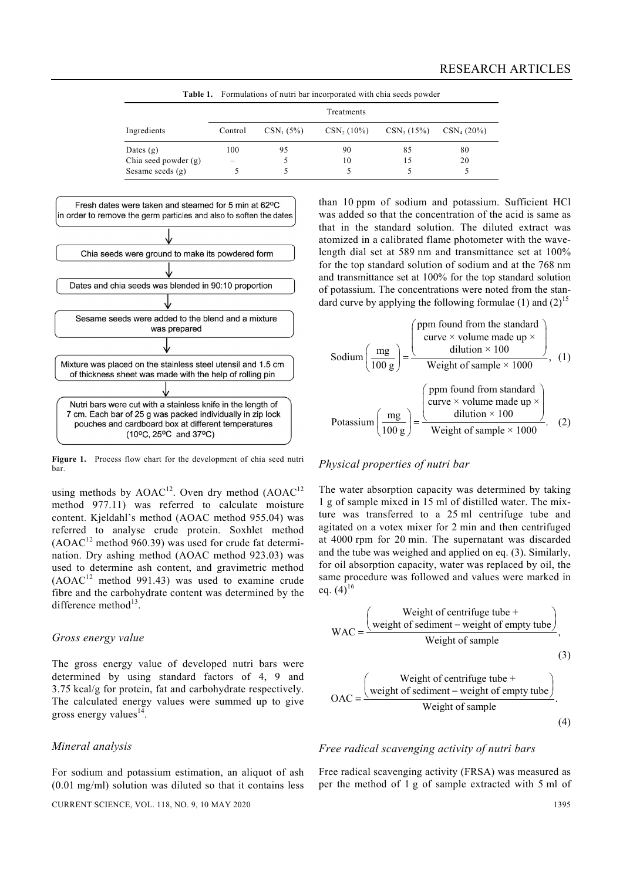**Table 1.** Formulations of nutri bar incorporated with chia seeds powder

| Ingredients | Treatments | | | | |
|---|---|---|---|---|---|
| | Control | $CSN_1$ (5%) | $CSN_2$ (10%) | $CSN_3$ (15%) | $CSN_4$ (20%) |
| Dates (g) | 100 | 95 | 90 | 85 | 80 |
| Chia seed powder (g) | – | 5 | 10 | 15 | 20 |
| Sesame seeds (g) | 5 | 5 | 5 | 5 | 5 |

Fresh dates were taken and steamed for 5 min at 62°C in order to remove the germ particles and also to soften the dates

↓

Chia seeds were ground to make its powdered form

↓

Dates and chia seeds was blended in 90:10 proportion

↓

Sesame seeds were added to the blend and a mixture was prepared

↓

Mixture was placed on the stainless steel utensil and 1.5 cm of thickness sheet was made with the help of rolling pin

↓

Nutri bars were cut with a stainless knife in the length of 7 cm. Each bar of 25 g was packed individually in zip lock pouches and cardboard box at different temperatures (10°C, 25°C and 37°C)

**Figure 1.** Process flow chart for the development of chia seed nutri bar.

using methods by AOAC[12]. Oven dry method (AOAC[12] method 977.11) was referred to calculate moisture content. Kjeldahl's method (AOAC method 955.04) was referred to analyse crude protein. Soxhlet method (AOAC[12] method 960.39) was used for crude fat determination. Dry ashing method (AOAC method 923.03) was used to determine ash content, and gravimetric method (AOAC[12] method 991.43) was used to examine crude fibre and the carbohydrate content was determined by the difference method[13].

### *Gross energy value*

The gross energy value of developed nutri bars were determined by using standard factors of 4, 9 and 3.75 kcal/g for protein, fat and carbohydrate respectively. The calculated energy values were summed up to give gross energy values[14].

### *Mineral analysis*

For sodium and potassium estimation, an aliquot of ash (0.01 mg/ml) solution was diluted so that it contains less than 10 ppm of sodium and potassium. Sufficient HCl was added so that the concentration of the acid is same as that in the standard solution. The diluted extract was atomized in a calibrated flame photometer with the wavelength dial set at 589 nm and transmittance set at 100% for the top standard solution of sodium and at the 768 nm and transmittance set at 100% for the top standard solution of potassium. The concentrations were noted from the standard curve by applying the following formulae (1) and (2)[15]

$$\text{Sodium}\left(\frac{\text{mg}}{100\text{ g}}\right)=\frac{\left(\begin{array}{c}\text{ppm found from the standard}\\ \text{curve}\times\text{volume made up}\times\\ \text{dilution}\times 100\end{array}\right)}{\text{Weight of sample}\times 1000}, \quad (1)$$

$$\text{Potassium}\left(\frac{\text{mg}}{100\text{ g}}\right)=\frac{\left(\begin{array}{c}\text{ppm found from standard}\\ \text{curve}\times\text{volume made up}\times\\ \text{dilution}\times 100\end{array}\right)}{\text{Weight of sample}\times 1000}. \quad (2)$$

### *Physical properties of nutri bar*

The water absorption capacity was determined by taking 1 g of sample mixed in 15 ml of distilled water. The mixture was transferred to a 25 ml centrifuge tube and agitated on a votex mixer for 2 min and then centrifuged at 4000 rpm for 20 min. The supernatant was discarded and the tube was weighed and applied on eq. (3). Similarly, for oil absorption capacity, water was replaced by oil, the same procedure was followed and values were marked in eq. (4)[16]

$$\text{WAC}=\frac{\left(\begin{array}{c}\text{Weight of centrifuge tube +}\\ \text{weight of sediment} - \text{weight of empty tube}\end{array}\right)}{\text{Weight of sample}}, \quad (3)$$

$$\text{OAC}=\frac{\left(\begin{array}{c}\text{Weight of centrifuge tube +}\\ \text{weight of sediment} - \text{weight of empty tube}\end{array}\right)}{\text{Weight of sample}}. \quad (4)$$

### *Free radical scavenging activity of nutri bars*

Free radical scavenging activity (FRSA) was measured as per the method of 1 g of sample extracted with 5 ml of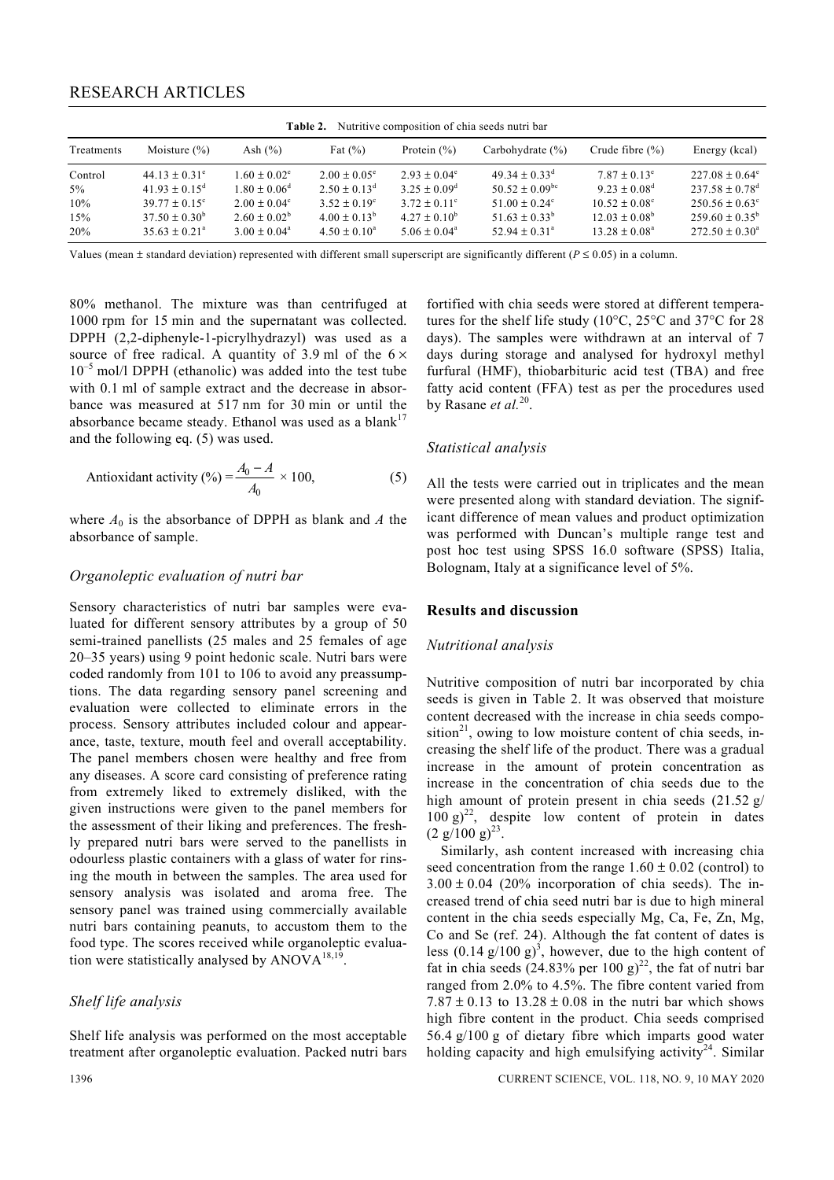**Table 2.** Nutritive composition of chia seeds nutri bar

| Treatments | Moisture (%) | Ash (%) | Fat (%) | Protein (%) | Carbohydrate (%) | Crude fibre (%) | Energy (kcal) |
|---|---|---|---|---|---|---|---|
| Control | $44.13 \pm 0.31^{e}$ | $1.60 \pm 0.02^{e}$ | $2.00 \pm 0.05^{e}$ | $2.93 \pm 0.04^{e}$ | $49.34 \pm 0.33^{d}$ | $7.87 \pm 0.13^{e}$ | $227.08 \pm 0.64^{e}$ |
| 5% | $41.93 \pm 0.15^{d}$ | $1.80 \pm 0.06^{d}$ | $2.50 \pm 0.13^{d}$ | $3.25 \pm 0.09^{d}$ | $50.52 \pm 0.09^{bc}$ | $9.23 \pm 0.08^{d}$ | $237.58 \pm 0.78^{d}$ |
| 10% | $39.77 \pm 0.15^{c}$ | $2.00 \pm 0.04^{c}$ | $3.52 \pm 0.19^{c}$ | $3.72 \pm 0.11^{c}$ | $51.00 \pm 0.24^{c}$ | $10.52 \pm 0.08^{c}$ | $250.56 \pm 0.63^{c}$ |
| 15% | $37.50 \pm 0.30^{b}$ | $2.60 \pm 0.02^{b}$ | $4.00 \pm 0.13^{b}$ | $4.27 \pm 0.10^{b}$ | $51.63 \pm 0.33^{b}$ | $12.03 \pm 0.08^{b}$ | $259.60 \pm 0.35^{b}$ |
| 20% | $35.63 \pm 0.21^{a}$ | $3.00 \pm 0.04^{a}$ | $4.50 \pm 0.10^{a}$ | $5.06 \pm 0.04^{a}$ | $52.94 \pm 0.31^{a}$ | $13.28 \pm 0.08^{a}$ | $272.50 \pm 0.30^{a}$ |

Values (mean ± standard deviation) represented with different small superscript are significantly different ($P \leq 0.05$) in a column.

80% methanol. The mixture was than centrifuged at 1000 rpm for 15 min and the supernatant was collected. DPPH (2,2-diphenyle-1-picrylhydrazyl) was used as a source of free radical. A quantity of 3.9 ml of the $6 \times 10^{-5}$ mol/l DPPH (ethanolic) was added into the test tube with 0.1 ml of sample extract and the decrease in absorbance was measured at 517 nm for 30 min or until the absorbance became steady. Ethanol was used as a blank[17] and the following eq. (5) was used.

$$\text{Antioxidant activity (\%)} = \frac{A_0 - A}{A_0} \times 100, \quad (5)$$

where $A_0$ is the absorbance of DPPH as blank and $A$ the absorbance of sample.

### *Organoleptic evaluation of nutri bar*

Sensory characteristics of nutri bar samples were evaluated for different sensory attributes by a group of 50 semi-trained panellists (25 males and 25 females of age 20–35 years) using 9 point hedonic scale. Nutri bars were coded randomly from 101 to 106 to avoid any preassumptions. The data regarding sensory panel screening and evaluation were collected to eliminate errors in the process. Sensory attributes included colour and appearance, taste, texture, mouth feel and overall acceptability. The panel members chosen were healthy and free from any diseases. A score card consisting of preference rating from extremely liked to extremely disliked, with the given instructions were given to the panel members for the assessment of their liking and preferences. The freshly prepared nutri bars were served to the panellists in odourless plastic containers with a glass of water for rinsing the mouth in between the samples. The area used for sensory analysis was isolated and aroma free. The sensory panel was trained using commercially available nutri bars containing peanuts, to accustom them to the food type. The scores received while organoleptic evaluation were statistically analysed by ANOVA[18,19].

### *Shelf life analysis*

Shelf life analysis was performed on the most acceptable treatment after organoleptic evaluation. Packed nutri bars fortified with chia seeds were stored at different temperatures for the shelf life study (10°C, 25°C and 37°C for 28 days). The samples were withdrawn at an interval of 7 days during storage and analysed for hydroxyl methyl furfural (HMF), thiobarbituric acid test (TBA) and free fatty acid content (FFA) test as per the procedures used by Rasane *et al.*[20].

### *Statistical analysis*

All the tests were carried out in triplicates and the mean were presented along with standard deviation. The significant difference of mean values and product optimization was performed with Duncan's multiple range test and post hoc test using SPSS 16.0 software (SPSS) Italia, Bolognam, Italy at a significance level of 5%.

## Results and discussion

### *Nutritional analysis*

Nutritive composition of nutri bar incorporated by chia seeds is given in Table 2. It was observed that moisture content decreased with the increase in chia seeds composition[21], owing to low moisture content of chia seeds, increasing the shelf life of the product. There was a gradual increase in the amount of protein concentration as increase in the concentration of chia seeds due to the high amount of protein present in chia seeds (21.52 g/100 g)[22], despite low content of protein in dates (2 g/100 g)[23].

Similarly, ash content increased with increasing chia seed concentration from the range $1.60 \pm 0.02$ (control) to $3.00 \pm 0.04$ (20% incorporation of chia seeds). The increased trend of chia seed nutri bar is due to high mineral content in the chia seeds especially Mg, Ca, Fe, Zn, Mg, Co and Se (ref. 24). Although the fat content of dates is less (0.14 g/100 g)[3], however, due to the high content of fat in chia seeds (24.83% per 100 g)[22], the fat of nutri bar ranged from 2.0% to 4.5%. The fibre content varied from $7.87 \pm 0.13$ to $13.28 \pm 0.08$ in the nutri bar which shows high fibre content in the product. Chia seeds comprised 56.4 g/100 g of dietary fibre which imparts good water holding capacity and high emulsifying activity[24]. Similar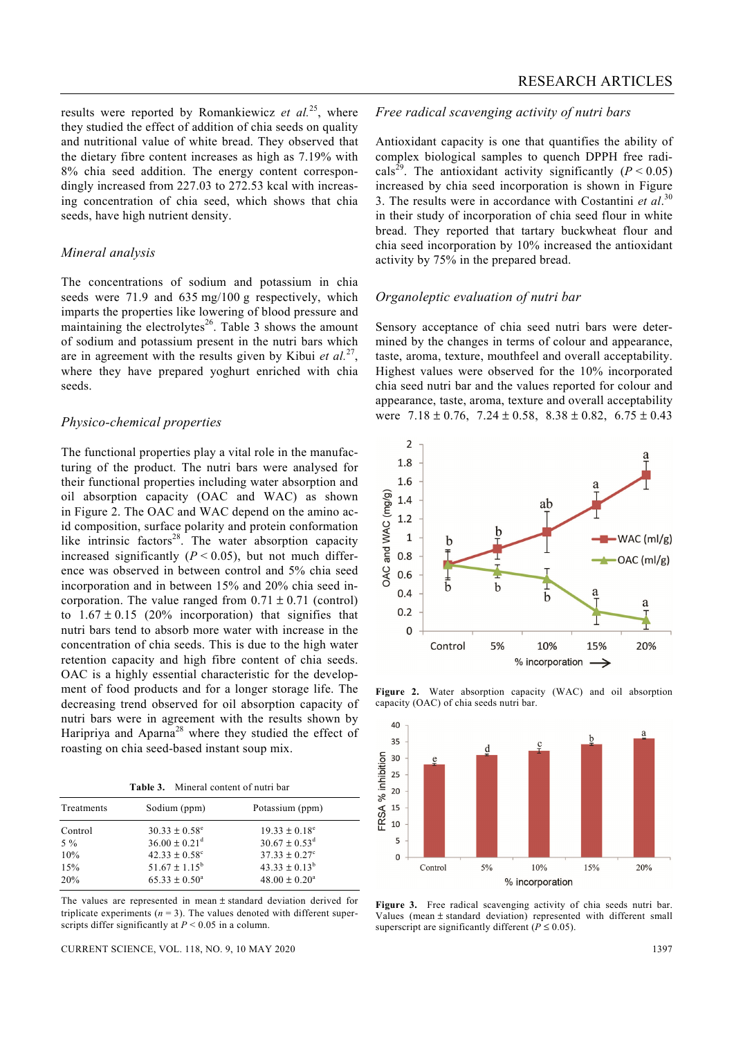results were reported by Romankiewicz *et al.*[25], where they studied the effect of addition of chia seeds on quality and nutritional value of white bread. They observed that the dietary fibre content increases as high as 7.19% with 8% chia seed addition. The energy content correspondingly increased from 227.03 to 272.53 kcal with increasing concentration of chia seed, which shows that chia seeds, have high nutrient density.

### Mineral analysis

The concentrations of sodium and potassium in chia seeds were 71.9 and 635 mg/100 g respectively, which imparts the properties like lowering of blood pressure and maintaining the electrolytes[26]. Table 3 shows the amount of sodium and potassium present in the nutri bars which are in agreement with the results given by Kibui *et al.*[27], where they have prepared yoghurt enriched with chia seeds.

### Physico-chemical properties

The functional properties play a vital role in the manufacturing of the product. The nutri bars were analysed for their functional properties including water absorption and oil absorption capacity (OAC and WAC) as shown in Figure 2. The OAC and WAC depend on the amino acid composition, surface polarity and protein conformation like intrinsic factors[28]. The water absorption capacity increased significantly ($P < 0.05$), but not much difference was observed in between control and 5% chia seed incorporation and in between 15% and 20% chia seed incorporation. The value ranged from $0.71 \pm 0.71$ (control) to $1.67 \pm 0.15$ (20% incorporation) that signifies that nutri bars tend to absorb more water with increase in the concentration of chia seeds. This is due to the high water retention capacity and high fibre content of chia seeds. OAC is a highly essential characteristic for the development of food products and for a longer storage life. The decreasing trend observed for oil absorption capacity of nutri bars were in agreement with the results shown by Haripriya and Aparna[28] where they studied the effect of roasting on chia seed-based instant soup mix.

**Table 3.** Mineral content of nutri bar

| Treatments | Sodium (ppm) | Potassium (ppm) |
|---|---|---|
| Control | $30.33 \pm 0.58^e$ | $19.33 \pm 0.18^e$ |
| 5 % | $36.00 \pm 0.21^d$ | $30.67 \pm 0.53^d$ |
| 10% | $42.33 \pm 0.58^c$ | $37.33 \pm 0.27^c$ |
| 15% | $51.67 \pm 1.15^b$ | $43.33 \pm 0.13^b$ |
| 20% | $65.33 \pm 0.50^a$ | $48.00 \pm 0.20^a$ |

The values are represented in mean ± standard deviation derived for triplicate experiments ($n = 3$). The values denoted with different superscripts differ significantly at $P < 0.05$ in a column.

### Free radical scavenging activity of nutri bars

Antioxidant capacity is one that quantifies the ability of complex biological samples to quench DPPH free radicals[29]. The antioxidant activity significantly ($P < 0.05$) increased by chia seed incorporation is shown in Figure 3. The results were in accordance with Costantini *et al.*[30] in their study of incorporation of chia seed flour in white bread. They reported that tartary buckwheat flour and chia seed incorporation by 10% increased the antioxidant activity by 75% in the prepared bread.

### Organoleptic evaluation of nutri bar

Sensory acceptance of chia seed nutri bars were determined by the changes in terms of colour and appearance, taste, aroma, texture, mouthfeel and overall acceptability. Highest values were observed for the 10% incorporated chia seed nutri bar and the values reported for colour and appearance, taste, aroma, texture and overall acceptability were $7.18 \pm 0.76$, $7.24 \pm 0.58$, $8.38 \pm 0.82$, $6.75 \pm 0.43$

**Figure 2.** Water absorption capacity (WAC) and oil absorption capacity (OAC) of chia seeds nutri bar.

**Figure 3.** Free radical scavenging activity of chia seeds nutri bar. Values (mean ± standard deviation) represented with different small superscript are significantly different ($P \le 0.05$).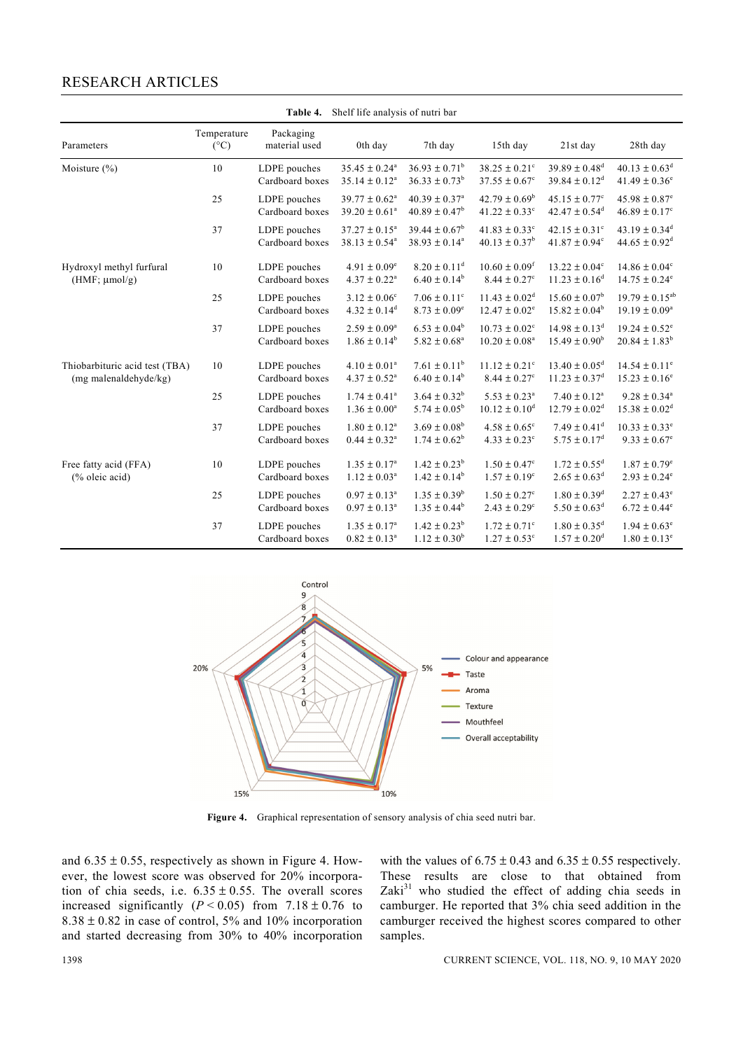**Table 4.** Shelf life analysis of nutri bar

| Parameters | Temperature (°C) | Packaging material used | 0th day | 7th day | 15th day | 21st day | 28th day |
|---|---|---|---|---|---|---|---|
| Moisture (%) | 10 | LDPE pouches | $35.45 \pm 0.24^{a}$ | $36.93 \pm 0.71^{b}$ | $38.25 \pm 0.21^{c}$ | $39.89 \pm 0.48^{d}$ | $40.13 \pm 0.63^{d}$ |
| | | Cardboard boxes | $35.14 \pm 0.12^{a}$ | $36.33 \pm 0.73^{b}$ | $37.55 \pm 0.67^{c}$ | $39.84 \pm 0.12^{d}$ | $41.49 \pm 0.36^{e}$ |
| | 25 | LDPE pouches | $39.77 \pm 0.62^{a}$ | $40.39 \pm 0.37^{a}$ | $42.79 \pm 0.69^{b}$ | $45.15 \pm 0.77^{c}$ | $45.98 \pm 0.87^{e}$ |
| | | Cardboard boxes | $39.20 \pm 0.61^{a}$ | $40.89 \pm 0.47^{b}$ | $41.22 \pm 0.33^{c}$ | $42.47 \pm 0.54^{d}$ | $46.89 \pm 0.17^{c}$ |
| | 37 | LDPE pouches | $37.27 \pm 0.15^{a}$ | $39.44 \pm 0.67^{b}$ | $41.83 \pm 0.33^{c}$ | $42.15 \pm 0.31^{c}$ | $43.19 \pm 0.34^{d}$ |
| | | Cardboard boxes | $38.13 \pm 0.54^{a}$ | $38.93 \pm 0.14^{a}$ | $40.13 \pm 0.37^{b}$ | $41.87 \pm 0.94^{c}$ | $44.65 \pm 0.92^{d}$ |
| Hydroxyl methyl furfural (HMF; µmol/g) | 10 | LDPE pouches | $4.91 \pm 0.09^{e}$ | $8.20 \pm 0.11^{d}$ | $10.60 \pm 0.09^{f}$ | $13.22 \pm 0.04^{c}$ | $14.86 \pm 0.04^{c}$ |
| | | Cardboard boxes | $4.37 \pm 0.22^{a}$ | $6.40 \pm 0.14^{b}$ | $8.44 \pm 0.27^{c}$ | $11.23 \pm 0.16^{d}$ | $14.75 \pm 0.24^{e}$ |
| | 25 | LDPE pouches | $3.12 \pm 0.06^{c}$ | $7.06 \pm 0.11^{c}$ | $11.43 \pm 0.02^{d}$ | $15.60 \pm 0.07^{b}$ | $19.79 \pm 0.15^{ab}$ |
| | | Cardboard boxes | $4.32 \pm 0.14^{d}$ | $8.73 \pm 0.09^{e}$ | $12.47 \pm 0.02^{e}$ | $15.82 \pm 0.04^{b}$ | $19.19 \pm 0.09^{a}$ |
| | 37 | LDPE pouches | $2.59 \pm 0.09^{a}$ | $6.53 \pm 0.04^{b}$ | $10.73 \pm 0.02^{c}$ | $14.98 \pm 0.13^{d}$ | $19.24 \pm 0.52^{e}$ |
| | | Cardboard boxes | $1.86 \pm 0.14^{b}$ | $5.82 \pm 0.68^{a}$ | $10.20 \pm 0.08^{a}$ | $15.49 \pm 0.90^{b}$ | $20.84 \pm 1.83^{b}$ |
| Thiobarbituric acid test (TBA) (mg malenaldehyde/kg) | 10 | LDPE pouches | $4.10 \pm 0.01^{a}$ | $7.61 \pm 0.11^{b}$ | $11.12 \pm 0.21^{c}$ | $13.40 \pm 0.05^{d}$ | $14.54 \pm 0.11^{e}$ |
| | | Cardboard boxes | $4.37 \pm 0.52^{a}$ | $6.40 \pm 0.14^{b}$ | $8.44 \pm 0.27^{c}$ | $11.23 \pm 0.37^{d}$ | $15.23 \pm 0.16^{e}$ |
| | 25 | LDPE pouches | $1.74 \pm 0.41^{a}$ | $3.64 \pm 0.32^{b}$ | $5.53 \pm 0.23^{a}$ | $7.40 \pm 0.12^{a}$ | $9.28 \pm 0.34^{a}$ |
| | | Cardboard boxes | $1.36 \pm 0.00^{a}$ | $5.74 \pm 0.05^{b}$ | $10.12 \pm 0.10^{d}$ | $12.79 \pm 0.02^{d}$ | $15.38 \pm 0.02^{d}$ |
| | 37 | LDPE pouches | $1.80 \pm 0.12^{a}$ | $3.69 \pm 0.08^{b}$ | $4.58 \pm 0.65^{c}$ | $7.49 \pm 0.41^{d}$ | $10.33 \pm 0.33^{e}$ |
| | | Cardboard boxes | $0.44 \pm 0.32^{a}$ | $1.74 \pm 0.62^{b}$ | $4.33 \pm 0.23^{c}$ | $5.75 \pm 0.17^{d}$ | $9.33 \pm 0.67^{e}$ |
| Free fatty acid (FFA) (% oleic acid) | 10 | LDPE pouches | $1.35 \pm 0.17^{a}$ | $1.42 \pm 0.23^{b}$ | $1.50 \pm 0.47^{c}$ | $1.72 \pm 0.55^{d}$ | $1.87 \pm 0.79^{e}$ |
| | | Cardboard boxes | $1.12 \pm 0.03^{a}$ | $1.42 \pm 0.14^{b}$ | $1.57 \pm 0.19^{c}$ | $2.65 \pm 0.63^{d}$ | $2.93 \pm 0.24^{e}$ |
| | 25 | LDPE pouches | $0.97 \pm 0.13^{a}$ | $1.35 \pm 0.39^{b}$ | $1.50 \pm 0.27^{c}$ | $1.80 \pm 0.39^{d}$ | $2.27 \pm 0.43^{e}$ |
| | | Cardboard boxes | $0.97 \pm 0.13^{a}$ | $1.35 \pm 0.44^{b}$ | $2.43 \pm 0.29^{c}$ | $5.50 \pm 0.63^{d}$ | $6.72 \pm 0.44^{e}$ |
| | 37 | LDPE pouches | $1.35 \pm 0.17^{a}$ | $1.42 \pm 0.23^{b}$ | $1.72 \pm 0.71^{c}$ | $1.80 \pm 0.35^{d}$ | $1.94 \pm 0.63^{e}$ |
| | | Cardboard boxes | $0.82 \pm 0.13^{a}$ | $1.12 \pm 0.30^{b}$ | $1.27 \pm 0.53^{c}$ | $1.57 \pm 0.20^{d}$ | $1.80 \pm 0.13^{e}$ |

**Figure 4.** Graphical representation of sensory analysis of chia seed nutri bar.

and $6.35 \pm 0.55$, respectively as shown in Figure 4. However, the lowest score was observed for 20% incorporation of chia seeds, i.e. $6.35 \pm 0.55$. The overall scores increased significantly ($P < 0.05$) from $7.18 \pm 0.76$ to $8.38 \pm 0.82$ in case of control, 5% and 10% incorporation and started decreasing from 30% to 40% incorporation with the values of $6.75 \pm 0.43$ and $6.35 \pm 0.55$ respectively. These results are close to that obtained from Zaki[31] who studied the effect of adding chia seeds in camburger. He reported that 3% chia seed addition in the camburger received the highest scores compared to other samples.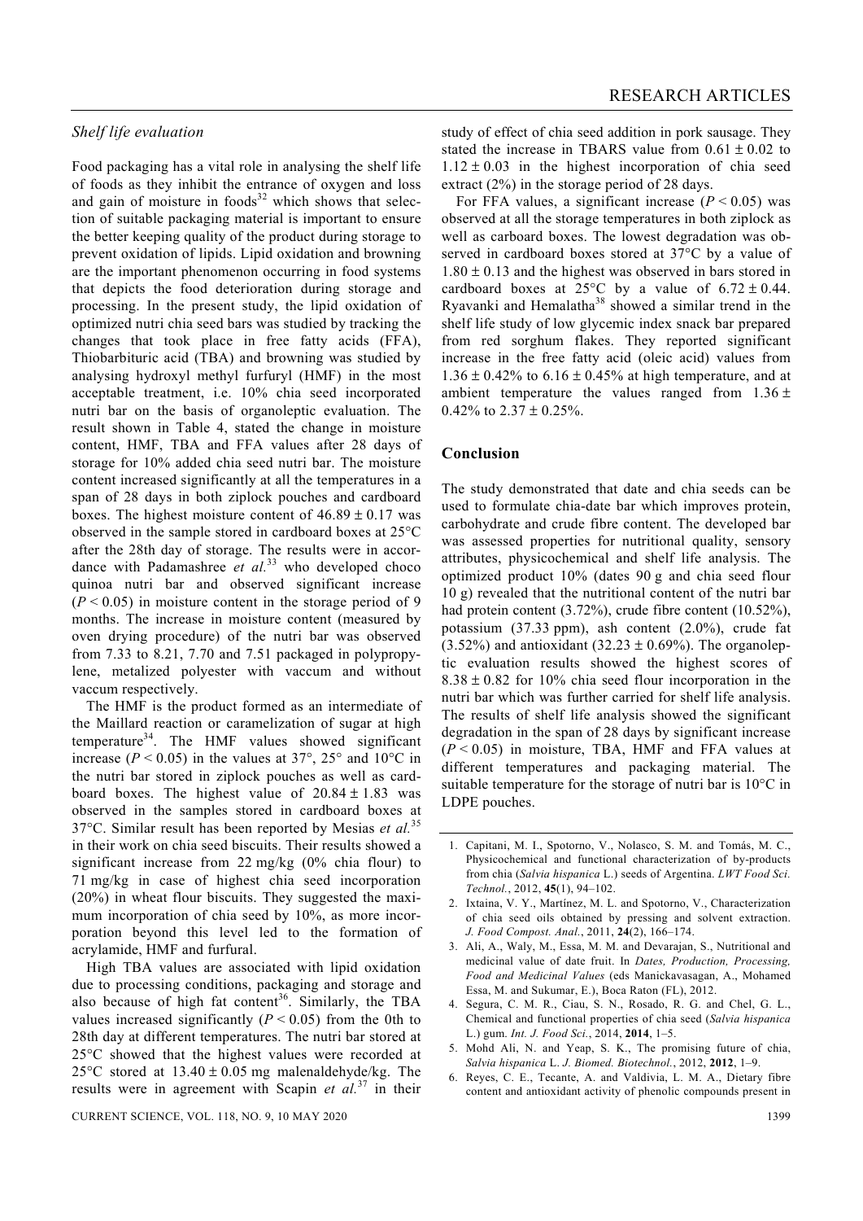### *Shelf life evaluation*

Food packaging has a vital role in analysing the shelf life of foods as they inhibit the entrance of oxygen and loss and gain of moisture in foods[32] which shows that selection of suitable packaging material is important to ensure the better keeping quality of the product during storage to prevent oxidation of lipids. Lipid oxidation and browning are the important phenomenon occurring in food systems that depicts the food deterioration during storage and processing. In the present study, the lipid oxidation of optimized nutri chia seed bars was studied by tracking the changes that took place in free fatty acids (FFA), Thiobarbituric acid (TBA) and browning was studied by analysing hydroxyl methyl furfuryl (HMF) in the most acceptable treatment, i.e. 10% chia seed incorporated nutri bar on the basis of organoleptic evaluation. The result shown in Table 4, stated the change in moisture content, HMF, TBA and FFA values after 28 days of storage for 10% added chia seed nutri bar. The moisture content increased significantly at all the temperatures in a span of 28 days in both ziplock pouches and cardboard boxes. The highest moisture content of $46.89 \pm 0.17$ was observed in the sample stored in cardboard boxes at 25°C after the 28th day of storage. The results were in accordance with Padamashree *et al.*[33] who developed choco quinoa nutri bar and observed significant increase ($P < 0.05$) in moisture content in the storage period of 9 months. The increase in moisture content (measured by oven drying procedure) of the nutri bar was observed from 7.33 to 8.21, 7.70 and 7.51 packaged in polypropylene, metalized polyester with vaccum and without vaccum respectively.

The HMF is the product formed as an intermediate of the Maillard reaction or caramelization of sugar at high temperature[34]. The HMF values showed significant increase ($P < 0.05$) in the values at 37°, 25° and 10°C in the nutri bar stored in ziplock pouches as well as cardboard boxes. The highest value of $20.84 \pm 1.83$ was observed in the samples stored in cardboard boxes at 37°C. Similar result has been reported by Mesias *et al.*[35] in their work on chia seed biscuits. Their results showed a significant increase from 22 mg/kg (0% chia flour) to 71 mg/kg in case of highest chia seed incorporation (20%) in wheat flour biscuits. They suggested the maximum incorporation of chia seed by 10%, as more incorporation beyond this level led to the formation of acrylamide, HMF and furfural.

High TBA values are associated with lipid oxidation due to processing conditions, packaging and storage and also because of high fat content[36]. Similarly, the TBA values increased significantly ($P < 0.05$) from the 0th to 28th day at different temperatures. The nutri bar stored at 25°C showed that the highest values were recorded at 25°C stored at $13.40 \pm 0.05$ mg malenaldehyde/kg. The results were in agreement with Scapin *et al.*[37] in their study of effect of chia seed addition in pork sausage. They stated the increase in TBARS value from $0.61 \pm 0.02$ to $1.12 \pm 0.03$ in the highest incorporation of chia seed extract (2%) in the storage period of 28 days.

For FFA values, a significant increase ($P < 0.05$) was observed at all the storage temperatures in both ziplock as well as carboard boxes. The lowest degradation was observed in cardboard boxes stored at 37°C by a value of $1.80 \pm 0.13$ and the highest was observed in bars stored in cardboard boxes at 25°C by a value of $6.72 \pm 0.44$. Ryavanki and Hemalatha[38] showed a similar trend in the shelf life study of low glycemic index snack bar prepared from red sorghum flakes. They reported significant increase in the free fatty acid (oleic acid) values from $1.36 \pm 0.42$% to $6.16 \pm 0.45$% at high temperature, and at ambient temperature the values ranged from $1.36 \pm 0.42$% to $2.37 \pm 0.25$%.

## Conclusion

The study demonstrated that date and chia seeds can be used to formulate chia-date bar which improves protein, carbohydrate and crude fibre content. The developed bar was assessed properties for nutritional quality, sensory attributes, physicochemical and shelf life analysis. The optimized product 10% (dates 90 g and chia seed flour 10 g) revealed that the nutritional content of the nutri bar had protein content (3.72%), crude fibre content (10.52%), potassium (37.33 ppm), ash content (2.0%), crude fat (3.52%) and antioxidant ($32.23 \pm 0.69$%). The organoleptic evaluation results showed the highest scores of $8.38 \pm 0.82$ for 10% chia seed flour incorporation in the nutri bar which was further carried for shelf life analysis. The results of shelf life analysis showed the significant degradation in the span of 28 days by significant increase ($P < 0.05$) in moisture, TBA, HMF and FFA values at different temperatures and packaging material. The suitable temperature for the storage of nutri bar is 10°C in LDPE pouches.

1. Capitani, M. I., Spotorno, V., Nolasco, S. M. and Tomás, M. C., Physicochemical and functional characterization of by-products from chia (*Salvia hispanica* L.) seeds of Argentina. *LWT Food Sci. Technol.*, 2012, **45**(1), 94–102.
2. Ixtaina, V. Y., Martínez, M. L. and Spotorno, V., Characterization of chia seed oils obtained by pressing and solvent extraction. *J. Food Compost. Anal.*, 2011, **24**(2), 166–174.
3. Ali, A., Waly, M., Essa, M. M. and Devarajan, S., Nutritional and medicinal value of date fruit. In *Dates, Production, Processing, Food and Medicinal Values* (eds Manickavasagan, A., Mohamed Essa, M. and Sukumar, E.), Boca Raton (FL), 2012.
4. Segura, C. M. R., Ciau, S. N., Rosado, R. G. and Chel, G. L., Chemical and functional properties of chia seed (*Salvia hispanica* L.) gum. *Int. J. Food Sci.*, 2014, **2014**, 1–5.
5. Mohd Ali, N. and Yeap, S. K., The promising future of chia, *Salvia hispanica* L. *J. Biomed. Biotechnol.*, 2012, **2012**, 1–9.
6. Reyes, C. E., Tecante, A. and Valdivia, L. M. A., Dietary fibre content and antioxidant activity of phenolic compounds present in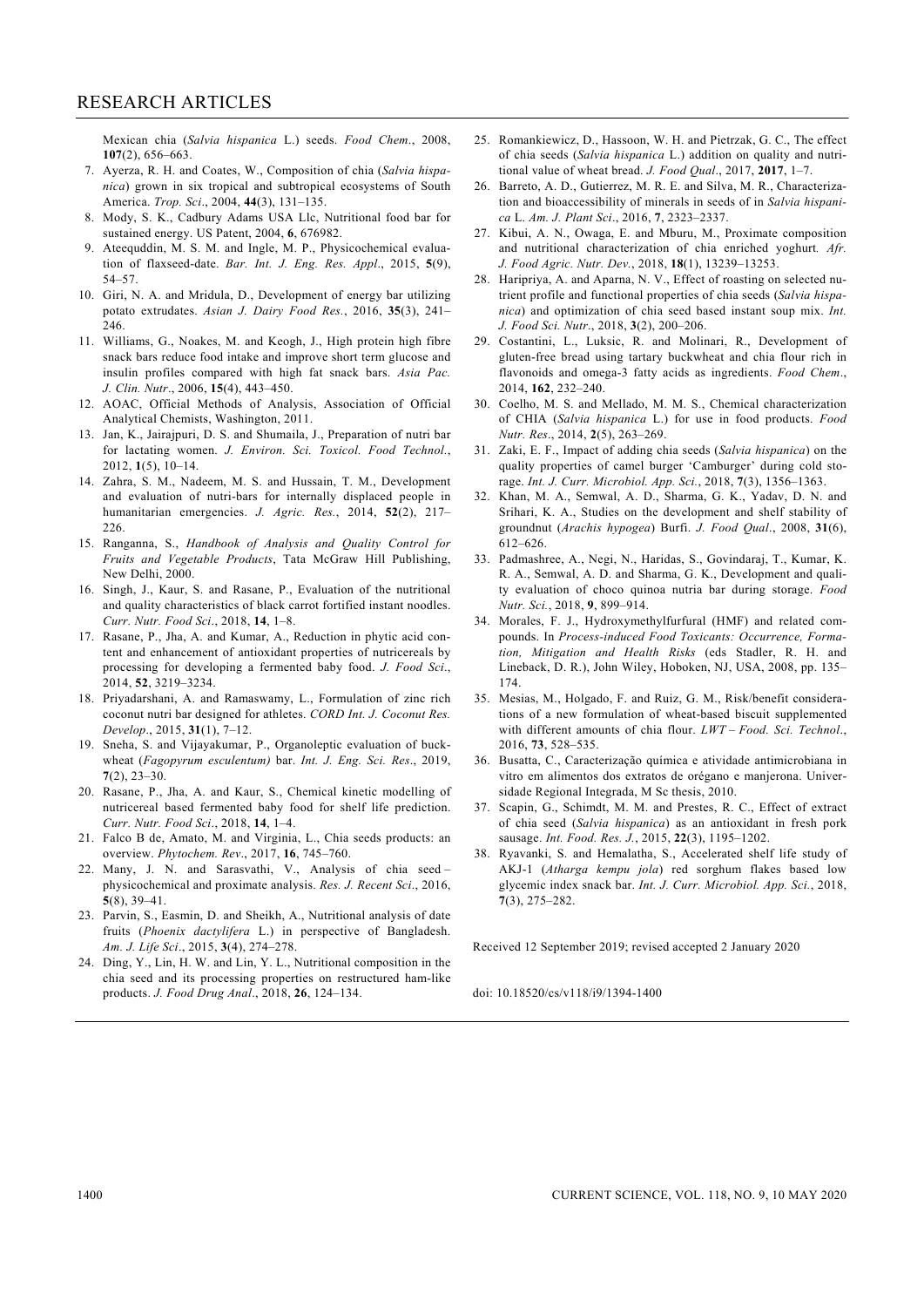Mexican chia (*Salvia hispanica* L.) seeds. *Food Chem*., 2008, **107**(2), 656–663.

7. Ayerza, R. H. and Coates, W., Composition of chia (*Salvia hispanica*) grown in six tropical and subtropical ecosystems of South America. *Trop. Sci*., 2004, **44**(3), 131–135.
8. Mody, S. K., Cadbury Adams USA Llc, Nutritional food bar for sustained energy. US Patent, 2004, **6**, 676982.
9. Ateequddin, M. S. M. and Ingle, M. P., Physicochemical evaluation of flaxseed-date. *Bar. Int. J. Eng. Res. Appl*., 2015, **5**(9), 54–57.
10. Giri, N. A. and Mridula, D., Development of energy bar utilizing potato extrudates. *Asian J. Dairy Food Res.*, 2016, **35**(3), 241–246.
11. Williams, G., Noakes, M. and Keogh, J., High protein high fibre snack bars reduce food intake and improve short term glucose and insulin profiles compared with high fat snack bars. *Asia Pac. J. Clin. Nutr*., 2006, **15**(4), 443–450.
12. AOAC, Official Methods of Analysis, Association of Official Analytical Chemists, Washington, 2011.
13. Jan, K., Jairajpuri, D. S. and Shumaila, J., Preparation of nutri bar for lactating women. *J. Environ. Sci. Toxicol. Food Technol.*, 2012, **1**(5), 10–14.
14. Zahra, S. M., Nadeem, M. S. and Hussain, T. M., Development and evaluation of nutri-bars for internally displaced people in humanitarian emergencies. *J. Agric. Res.*, 2014, **52**(2), 217–226.
15. Ranganna, S., *Handbook of Analysis and Quality Control for Fruits and Vegetable Products*, Tata McGraw Hill Publishing, New Delhi, 2000.
16. Singh, J., Kaur, S. and Rasane, P., Evaluation of the nutritional and quality characteristics of black carrot fortified instant noodles. *Curr. Nutr. Food Sci*., 2018, **14**, 1–8.
17. Rasane, P., Jha, A. and Kumar, A., Reduction in phytic acid content and enhancement of antioxidant properties of nutricereals by processing for developing a fermented baby food. *J. Food Sci*., 2014, **52**, 3219–3234.
18. Priyadarshani, A. and Ramaswamy, L., Formulation of zinc rich coconut nutri bar designed for athletes. *CORD Int. J. Coconut Res. Develop*., 2015, **31**(1), 7–12.
19. Sneha, S. and Vijayakumar, P., Organoleptic evaluation of buckwheat (*Fagopyrum esculentum)* bar. *Int. J. Eng. Sci. Res*., 2019, **7**(2), 23–30.
20. Rasane, P., Jha, A. and Kaur, S., Chemical kinetic modelling of nutricereal based fermented baby food for shelf life prediction. *Curr. Nutr. Food Sci*., 2018, **14**, 1–4.
21. Falco B de, Amato, M. and Virginia, L., Chia seeds products: an overview. *Phytochem. Rev*., 2017, **16**, 745–760.
22. Many, J. N. and Sarasvathi, V., Analysis of chia seed – physicochemical and proximate analysis. *Res. J. Recent Sci*., 2016, **5**(8), 39–41.
23. Parvin, S., Easmin, D. and Sheikh, A., Nutritional analysis of date fruits (*Phoenix dactylifera* L.) in perspective of Bangladesh. *Am. J. Life Sci*., 2015, **3**(4), 274–278.
24. Ding, Y., Lin, H. W. and Lin, Y. L., Nutritional composition in the chia seed and its processing properties on restructured ham-like products. *J. Food Drug Anal*., 2018, **26**, 124–134.
25. Romankiewicz, D., Hassoon, W. H. and Pietrzak, G. C., The effect of chia seeds (*Salvia hispanica* L.) addition on quality and nutritional value of wheat bread. *J. Food Qual*., 2017, **2017**, 1–7.
26. Barreto, A. D., Gutierrez, M. R. E. and Silva, M. R., Characterization and bioaccessibility of minerals in seeds of in *Salvia hispanica* L. *Am. J. Plant Sci*., 2016, **7**, 2323–2337.
27. Kibui, A. N., Owaga, E. and Mburu, M., Proximate composition and nutritional characterization of chia enriched yoghurt*. Afr. J. Food Agric. Nutr. Dev.*, 2018, **18**(1), 13239–13253.
28. Haripriya, A. and Aparna, N. V., Effect of roasting on selected nutrient profile and functional properties of chia seeds (*Salvia hispanica*) and optimization of chia seed based instant soup mix. *Int. J. Food Sci. Nutr*., 2018, **3**(2), 200–206.
29. Costantini, L., Luksic, R. and Molinari, R., Development of gluten-free bread using tartary buckwheat and chia flour rich in flavonoids and omega-3 fatty acids as ingredients. *Food Chem*., 2014, **162**, 232–240.
30. Coelho, M. S. and Mellado, M. M. S., Chemical characterization of CHIA (*Salvia hispanica* L.) for use in food products. *Food Nutr. Res*., 2014, **2**(5), 263–269.
31. Zaki, E. F., Impact of adding chia seeds (*Salvia hispanica*) on the quality properties of camel burger 'Camburger' during cold storage. *Int. J. Curr. Microbiol. App. Sci.*, 2018, **7**(3), 1356–1363.
32. Khan, M. A., Semwal, A. D., Sharma, G. K., Yadav, D. N. and Srihari, K. A., Studies on the development and shelf stability of groundnut (*Arachis hypogea*) Burfi. *J. Food Qual*., 2008, **31**(6), 612–626.
33. Padmashree, A., Negi, N., Haridas, S., Govindaraj, T., Kumar, K. R. A., Semwal, A. D. and Sharma, G. K., Development and quality evaluation of choco quinoa nutria bar during storage. *Food Nutr. Sci.*, 2018, **9**, 899–914.
34. Morales, F. J., Hydroxymethylfurfural (HMF) and related compounds. In *Process-induced Food Toxicants: Occurrence, Formation, Mitigation and Health Risks* (eds Stadler, R. H. and Lineback, D. R.), John Wiley, Hoboken, NJ, USA, 2008, pp. 135–174.
35. Mesias, M., Holgado, F. and Ruiz, G. M., Risk/benefit considerations of a new formulation of wheat-based biscuit supplemented with different amounts of chia flour. *LWT – Food. Sci. Technol*., 2016, **73**, 528–535.
36. Busatta, C., Caracterização química e atividade antimicrobiana in vitro em alimentos dos extratos de orégano e manjerona. Universidade Regional Integrada, M Sc thesis, 2010.
37. Scapin, G., Schimdt, M. M. and Prestes, R. C., Effect of extract of chia seed (*Salvia hispanica*) as an antioxidant in fresh pork sausage. *Int. Food. Res. J.*, 2015, **22**(3), 1195–1202.
38. Ryavanki, S. and Hemalatha, S., Accelerated shelf life study of AKJ-1 (*Atharga kempu jola*) red sorghum flakes based low glycemic index snack bar. *Int. J. Curr. Microbiol. App. Sci.*, 2018, **7**(3), 275–282.

Received 12 September 2019; revised accepted 2 January 2020

doi: 10.18520/cs/v118/i9/1394-1400